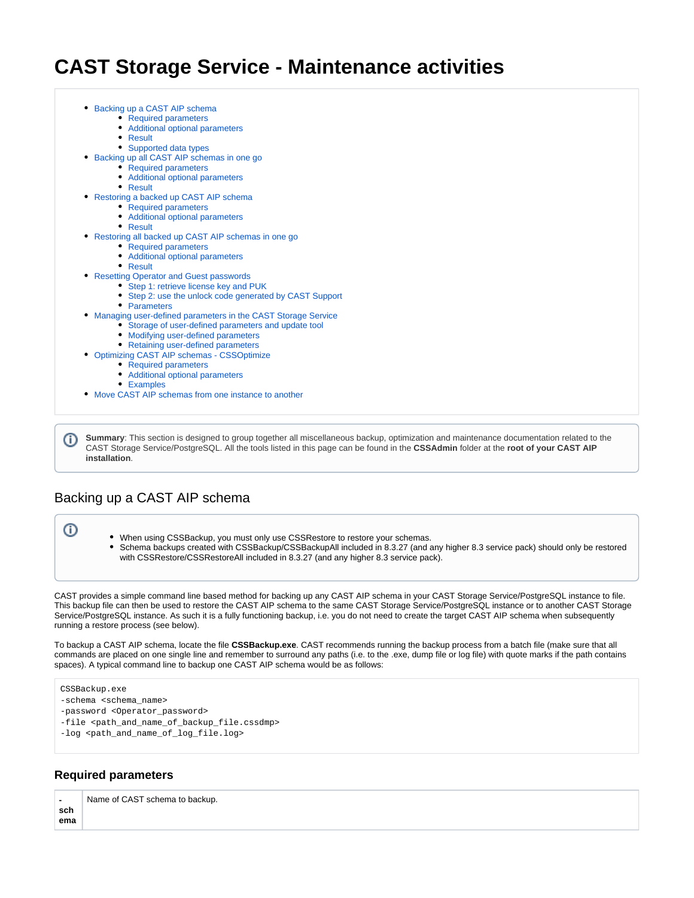# CAST Storage Service - Maintenance activities

- Backing up a CAST AIP schema
  - Required parameters
  - Additional optional parameters
  - Result
  - Supported data types
- Backing up all CAST AIP schemas in one go
  - Required parameters
  - Additional optional parameters
  - Result
- Restoring a backed up CAST AIP schema
  - Required parameters
  - Additional optional parameters
  - Result
- Restoring all backed up CAST AIP schemas in one go
  - Required parameters
  - Additional optional parameters
  - Result
- Resetting Operator and Guest passwords
  - Step 1: retrieve license key and PUK
  - Step 2: use the unlock code generated by CAST Support
  - Parameters
- Managing user-defined parameters in the CAST Storage Service
  - Storage of user-defined parameters and update tool
  - Modifying user-defined parameters
  - Retaining user-defined parameters
- Optimizing CAST AIP schemas - CSSOptimize
  - Required parameters
  - Additional optional parameters
  - Examples
- Move CAST AIP schemas from one instance to another

**Summary**: This section is designed to group together all miscellaneous backup, optimization and maintenance documentation related to the CAST Storage Service/PostgreSQL. All the tools listed in this page can be found in the **CSSAdmin** folder at the **root of your CAST AIP installation**.

## Backing up a CAST AIP schema

- When using CSSBackup, you must only use CSSRestore to restore your schemas.
- Schema backups created with CSSBackup/CSSBackupAll included in 8.3.27 (and any higher 8.3 service pack) should only be restored with CSSRestore/CSSRestoreAll included in 8.3.27 (and any higher 8.3 service pack).

CAST provides a simple command line based method for backing up any CAST AIP schema in your CAST Storage Service/PostgreSQL instance to file. This backup file can then be used to restore the CAST AIP schema to the same CAST Storage Service/PostgreSQL instance or to another CAST Storage Service/PostgreSQL instance. As such it is a fully functioning backup, i.e. you do not need to create the target CAST AIP schema when subsequently running a restore process (see below).

To backup a CAST AIP schema, locate the file **CSSBackup.exe**. CAST recommends running the backup process from a batch file (make sure that all commands are placed on one single line and remember to surround any paths (i.e. to the .exe, dump file or log file) with quote marks if the path contains spaces). A typical command line to backup one CAST AIP schema would be as follows:

```
CSSBackup.exe
-schema <schema_name>
-password <Operator_password>
-file <path_and_name_of_backup_file.cssdmp>
-log <path_and_name_of_log_file.log>
```

### Required parameters

| | |
|---|---|
| **-schema** | Name of CAST schema to backup. |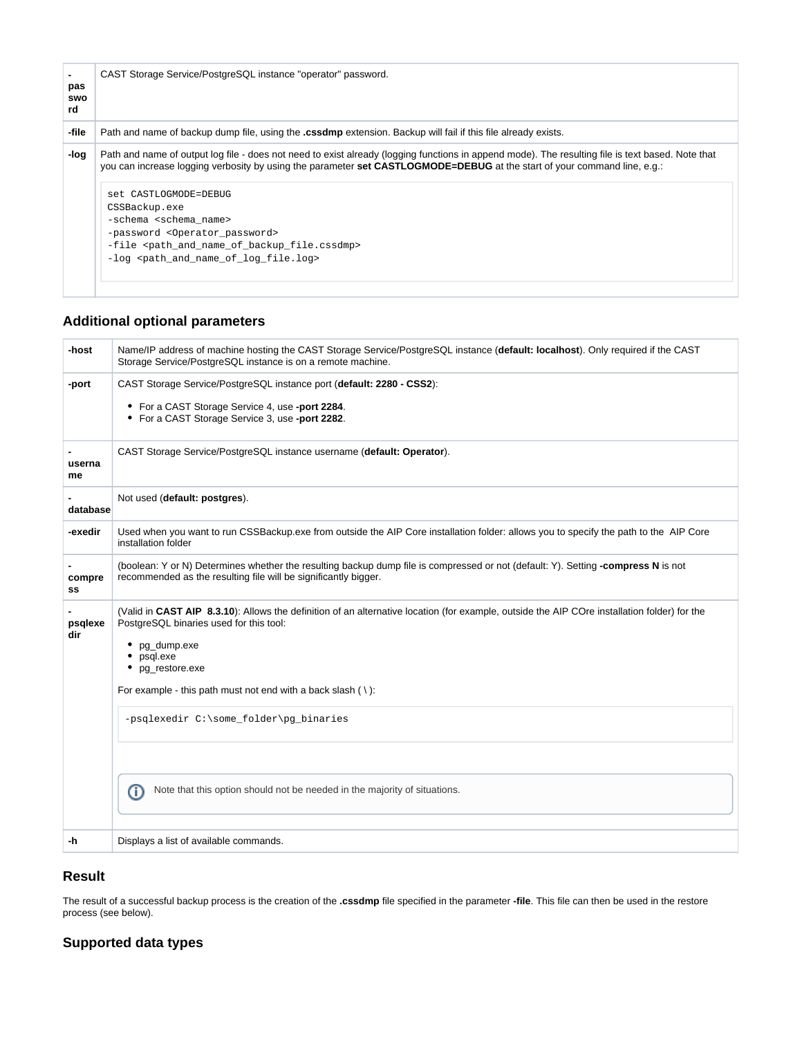| | |
|---|---|
| -pasword | CAST Storage Service/PostgreSQL instance "operator" password. |
| -file | Path and name of backup dump file, using the **.cssdmp** extension. Backup will fail if this file already exists. |
| -log | Path and name of output log file - does not need to exist already (logging functions in append mode). The resulting file is text based. Note that you can increase logging verbosity by using the parameter **set CASTLOGMODE=DEBUG** at the start of your command line, e.g.:<br><br>`set CASTLOGMODE=DEBUG`<br>`CSSBackup.exe`<br>`-schema <schema_name>`<br>`-password <Operator_password>`<br>`-file <path_and_name_of_backup_file.cssdmp>`<br>`-log <path_and_name_of_log_file.log>` |

## Additional optional parameters

| | |
|---|---|
| -host | Name/IP address of machine hosting the CAST Storage Service/PostgreSQL instance (**default: localhost**). Only required if the CAST Storage Service/PostgreSQL instance is on a remote machine. |
| -port | CAST Storage Service/PostgreSQL instance port (**default: 2280 - CSS2**):<br>• For a CAST Storage Service 4, use **-port 2284**.<br>• For a CAST Storage Service 3, use **-port 2282**. |
| -username | CAST Storage Service/PostgreSQL instance username (**default: Operator**). |
| -database | Not used (**default: postgres**). |
| -exedir | Used when you want to run CSSBackup.exe from outside the AIP Core installation folder: allows you to specify the path to the AIP Core installation folder |
| -compress | (boolean: Y or N) Determines whether the resulting backup dump file is compressed or not (default: Y). Setting **-compress N** is not recommended as the resulting file will be significantly bigger. |
| -psqlexedir | (Valid in **CAST AIP 8.3.10**): Allows the definition of an alternative location (for example, outside the AIP COre installation folder) for the PostgreSQL binaries used for this tool:<br>• pg_dump.exe<br>• psql.exe<br>• pg_restore.exe<br><br>For example - this path must not end with a back slash ( \ ):<br><br>`-psqlexedir C:\some_folder\pg_binaries`<br><br>Note that this option should not be needed in the majority of situations. |
| -h | Displays a list of available commands. |

## Result

The result of a successful backup process is the creation of the **.cssdmp** file specified in the parameter **-file**. This file can then be used in the restore process (see below).

## Supported data types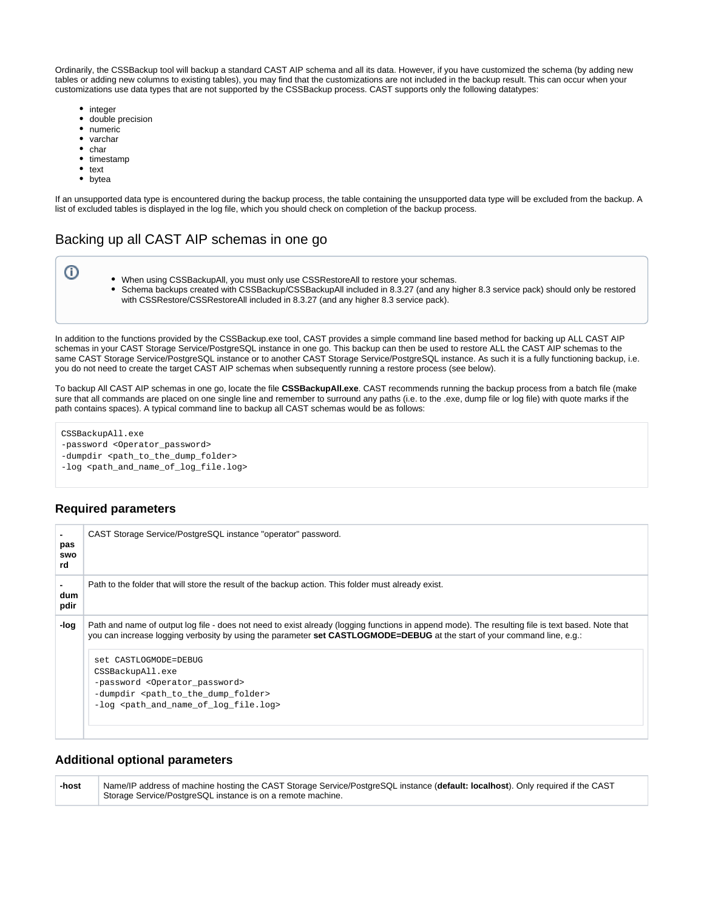Ordinarily, the CSSBackup tool will backup a standard CAST AIP schema and all its data. However, if you have customized the schema (by adding new tables or adding new columns to existing tables), you may find that the customizations are not included in the backup result. This can occur when your customizations use data types that are not supported by the CSSBackup process. CAST supports only the following datatypes:

- integer
- double precision
- numeric
- varchar
- char
- timestamp
- text
- bytea

If an unsupported data type is encountered during the backup process, the table containing the unsupported data type will be excluded from the backup. A list of excluded tables is displayed in the log file, which you should check on completion of the backup process.

## Backing up all CAST AIP schemas in one go

> - When using CSSBackupAll, you must only use CSSRestoreAll to restore your schemas.
> - Schema backups created with CSSBackup/CSSBackupAll included in 8.3.27 (and any higher 8.3 service pack) should only be restored with CSSRestore/CSSRestoreAll included in 8.3.27 (and any higher 8.3 service pack).

In addition to the functions provided by the CSSBackup.exe tool, CAST provides a simple command line based method for backing up ALL CAST AIP schemas in your CAST Storage Service/PostgreSQL instance in one go. This backup can then be used to restore ALL the CAST AIP schemas to the same CAST Storage Service/PostgreSQL instance or to another CAST Storage Service/PostgreSQL instance. As such it is a fully functioning backup, i.e. you do not need to create the target CAST AIP schemas when subsequently running a restore process (see below).

To backup All CAST AIP schemas in one go, locate the file **CSSBackupAll.exe**. CAST recommends running the backup process from a batch file (make sure that all commands are placed on one single line and remember to surround any paths (i.e. to the .exe, dump file or log file) with quote marks if the path contains spaces). A typical command line to backup all CAST schemas would be as follows:

```
CSSBackupAll.exe
-password <Operator_password>
-dumpdir <path_to_the_dump_folder>
-log <path_and_name_of_log_file.log>
```

### Required parameters

| | |
|---|---|
| -password | CAST Storage Service/PostgreSQL instance "operator" password. |
| -dumpdir | Path to the folder that will store the result of the backup action. This folder must already exist. |
| -log | Path and name of output log file - does not need to exist already (logging functions in append mode). The resulting file is text based. Note that you can increase logging verbosity by using the parameter **set CASTLOGMODE=DEBUG** at the start of your command line, e.g.:<br>`set CASTLOGMODE=DEBUG`<br>`CSSBackupAll.exe`<br>`-password <Operator_password>`<br>`-dumpdir <path_to_the_dump_folder>`<br>`-log <path_and_name_of_log_file.log>` |

### Additional optional parameters

| | |
|---|---|
| -host | Name/IP address of machine hosting the CAST Storage Service/PostgreSQL instance (**default: localhost**). Only required if the CAST Storage Service/PostgreSQL instance is on a remote machine. |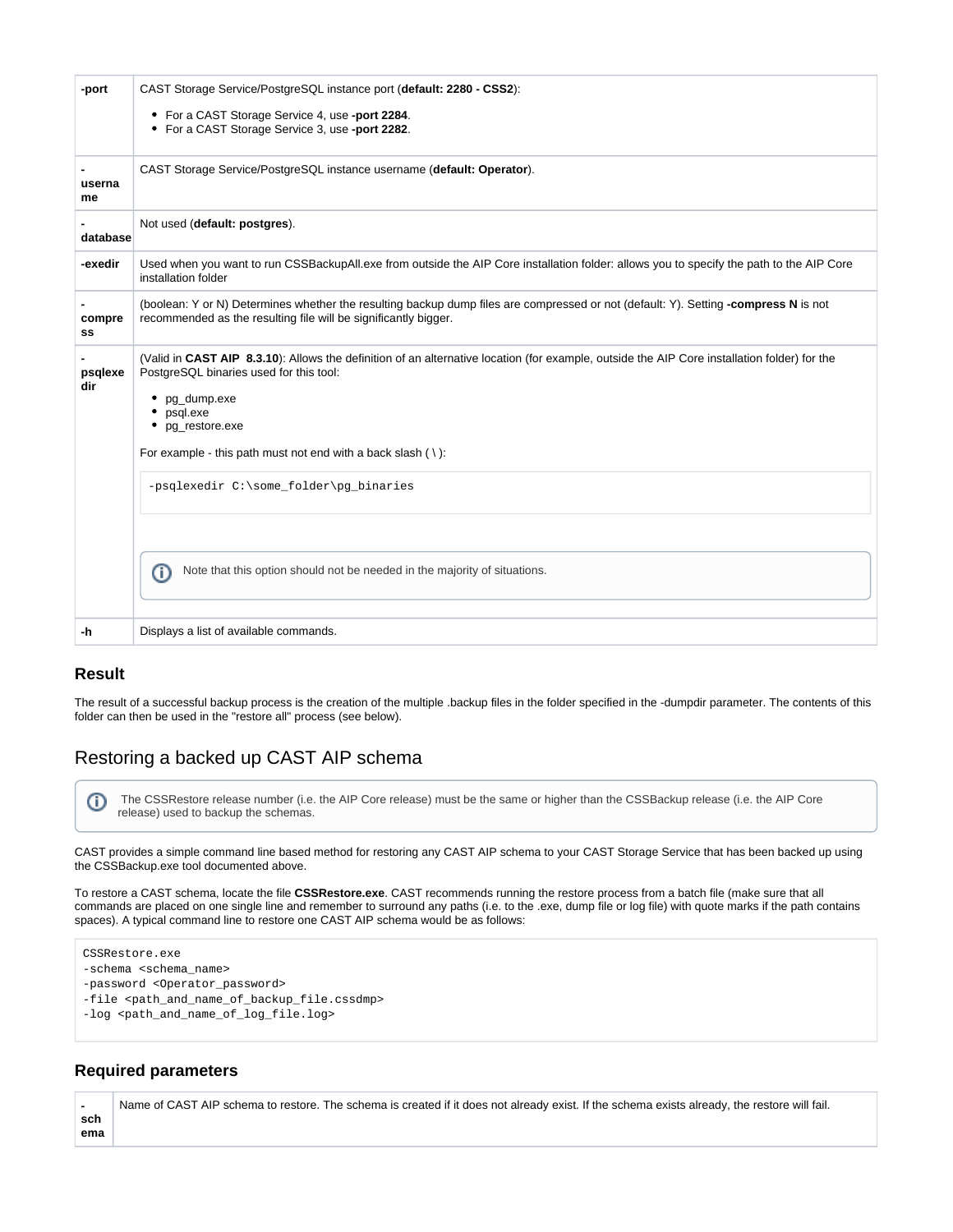| | |
|---|---|
| **-port** | CAST Storage Service/PostgreSQL instance port (**default: 2280 - CSS2**): <ul><li>For a CAST Storage Service 4, use **-port 2284**.</li><li>For a CAST Storage Service 3, use **-port 2282**.</li></ul> |
| **-username** | CAST Storage Service/PostgreSQL instance username (**default: Operator**). |
| **-database** | Not used (**default: postgres**). |
| **-exedir** | Used when you want to run CSSBackupAll.exe from outside the AIP Core installation folder: allows you to specify the path to the AIP Core installation folder |
| **-compress** | (boolean: Y or N) Determines whether the resulting backup dump files are compressed or not (default: Y). Setting **-compress N** is not recommended as the resulting file will be significantly bigger. |
| **-psqlexedir** | (Valid in **CAST AIP 8.3.10**): Allows the definition of an alternative location (for example, outside the AIP Core installation folder) for the PostgreSQL binaries used for this tool: <ul><li>pg_dump.exe</li><li>psql.exe</li><li>pg_restore.exe</li></ul> For example - this path must not end with a back slash ( \ ): <br>`-psqlexedir C:\some_folder\pg_binaries` <br><br>Note that this option should not be needed in the majority of situations. |
| **-h** | Displays a list of available commands. |

### Result

The result of a successful backup process is the creation of the multiple .backup files in the folder specified in the -dumpdir parameter. The contents of this folder can then be used in the "restore all" process (see below).

## Restoring a backed up CAST AIP schema

The CSSRestore release number (i.e. the AIP Core release) must be the same or higher than the CSSBackup release (i.e. the AIP Core release) used to backup the schemas.

CAST provides a simple command line based method for restoring any CAST AIP schema to your CAST Storage Service that has been backed up using the CSSBackup.exe tool documented above.

To restore a CAST schema, locate the file **CSSRestore.exe**. CAST recommends running the restore process from a batch file (make sure that all commands are placed on one single line and remember to surround any paths (i.e. to the .exe, dump file or log file) with quote marks if the path contains spaces). A typical command line to restore one CAST AIP schema would be as follows:

```
CSSRestore.exe
-schema <schema_name>
-password <Operator_password>
-file <path_and_name_of_backup_file.cssdmp>
-log <path_and_name_of_log_file.log>
```

### Required parameters

| | |
|---|---|
| **-schema** | Name of CAST AIP schema to restore. The schema is created if it does not already exist. If the schema exists already, the restore will fail. |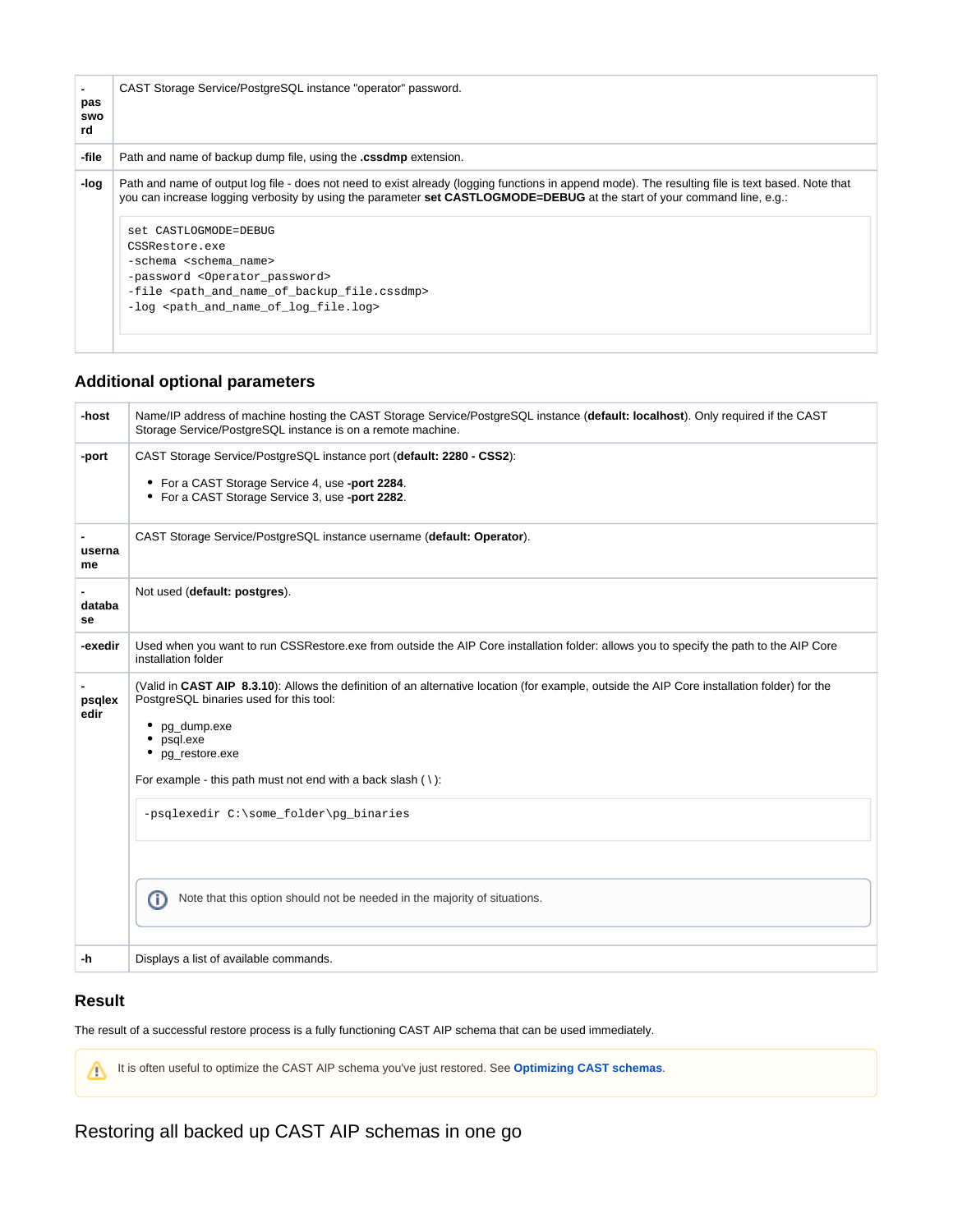| | |
|---|---|
| **-password** | CAST Storage Service/PostgreSQL instance "operator" password. |
| **-file** | Path and name of backup dump file, using the **.cssdmp** extension. |
| **-log** | Path and name of output log file - does not need to exist already (logging functions in append mode). The resulting file is text based. Note that you can increase logging verbosity by using the parameter **set CASTLOGMODE=DEBUG** at the start of your command line, e.g.:<br>`set CASTLOGMODE=DEBUG`<br>`CSSRestore.exe`<br>`-schema <schema_name>`<br>`-password <Operator_password>`<br>`-file <path_and_name_of_backup_file.cssdmp>`<br>`-log <path_and_name_of_log_file.log>` |

### Additional optional parameters

| | |
|---|---|
| **-host** | Name/IP address of machine hosting the CAST Storage Service/PostgreSQL instance (**default: localhost**). Only required if the CAST Storage Service/PostgreSQL instance is on a remote machine. |
| **-port** | CAST Storage Service/PostgreSQL instance port (**default: 2280 - CSS2**):<br>• For a CAST Storage Service 4, use **-port 2284**.<br>• For a CAST Storage Service 3, use **-port 2282**. |
| **-username** | CAST Storage Service/PostgreSQL instance username (**default: Operator**). |
| **-database** | Not used (**default: postgres**). |
| **-exedir** | Used when you want to run CSSRestore.exe from outside the AIP Core installation folder: allows you to specify the path to the AIP Core installation folder |
| **-psqlexedir** | (Valid in **CAST AIP 8.3.10**): Allows the definition of an alternative location (for example, outside the AIP Core installation folder) for the PostgreSQL binaries used for this tool:<br>• pg_dump.exe<br>• psql.exe<br>• pg_restore.exe<br>For example - this path must not end with a back slash ( \ ):<br>`-psqlexedir C:\some_folder\pg_binaries`<br>Note that this option should not be needed in the majority of situations. |
| **-h** | Displays a list of available commands. |

### Result

The result of a successful restore process is a fully functioning CAST AIP schema that can be used immediately.

> It is often useful to optimize the CAST AIP schema you've just restored. See **Optimizing CAST schemas**.

## Restoring all backed up CAST AIP schemas in one go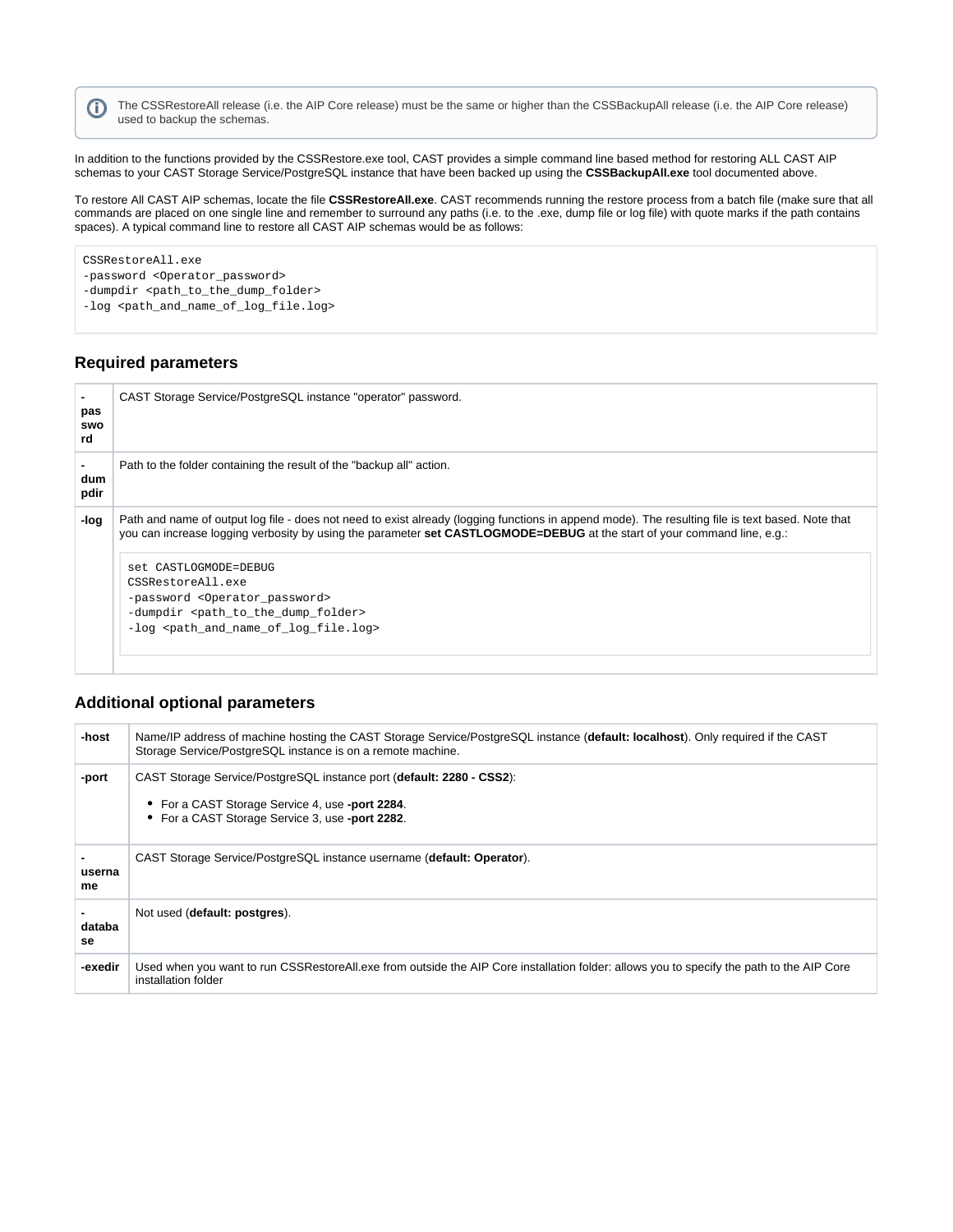> The CSSRestoreAll release (i.e. the AIP Core release) must be the same or higher than the CSSBackupAll release (i.e. the AIP Core release) used to backup the schemas.

In addition to the functions provided by the CSSRestore.exe tool, CAST provides a simple command line based method for restoring ALL CAST AIP schemas to your CAST Storage Service/PostgreSQL instance that have been backed up using the **CSSBackupAll.exe** tool documented above.

To restore All CAST AIP schemas, locate the file **CSSRestoreAll.exe**. CAST recommends running the restore process from a batch file (make sure that all commands are placed on one single line and remember to surround any paths (i.e. to the .exe, dump file or log file) with quote marks if the path contains spaces). A typical command line to restore all CAST AIP schemas would be as follows:

```
CSSRestoreAll.exe
-password <Operator_password>
-dumpdir <path_to_the_dump_folder>
-log <path_and_name_of_log_file.log>
```

## Required parameters

| | |
|---|---|
| **-password** | CAST Storage Service/PostgreSQL instance "operator" password. |
| **-dumpdir** | Path to the folder containing the result of the "backup all" action. |
| **-log** | Path and name of output log file - does not need to exist already (logging functions in append mode). The resulting file is text based. Note that you can increase logging verbosity by using the parameter **set CASTLOGMODE=DEBUG** at the start of your command line, e.g.: `set CASTLOGMODE=DEBUG` `CSSRestoreAll.exe` `-password <Operator_password>` `-dumpdir <path_to_the_dump_folder>` `-log <path_and_name_of_log_file.log>` |

## Additional optional parameters

| | |
|---|---|
| **-host** | Name/IP address of machine hosting the CAST Storage Service/PostgreSQL instance (**default: localhost**). Only required if the CAST Storage Service/PostgreSQL instance is on a remote machine. |
| **-port** | CAST Storage Service/PostgreSQL instance port (**default: 2280 - CSS2**): <br>• For a CAST Storage Service 4, use **-port 2284**. <br>• For a CAST Storage Service 3, use **-port 2282**. |
| **-username** | CAST Storage Service/PostgreSQL instance username (**default: Operator**). |
| **-database** | Not used (**default: postgres**). |
| **-exedir** | Used when you want to run CSSRestoreAll.exe from outside the AIP Core installation folder: allows you to specify the path to the AIP Core installation folder |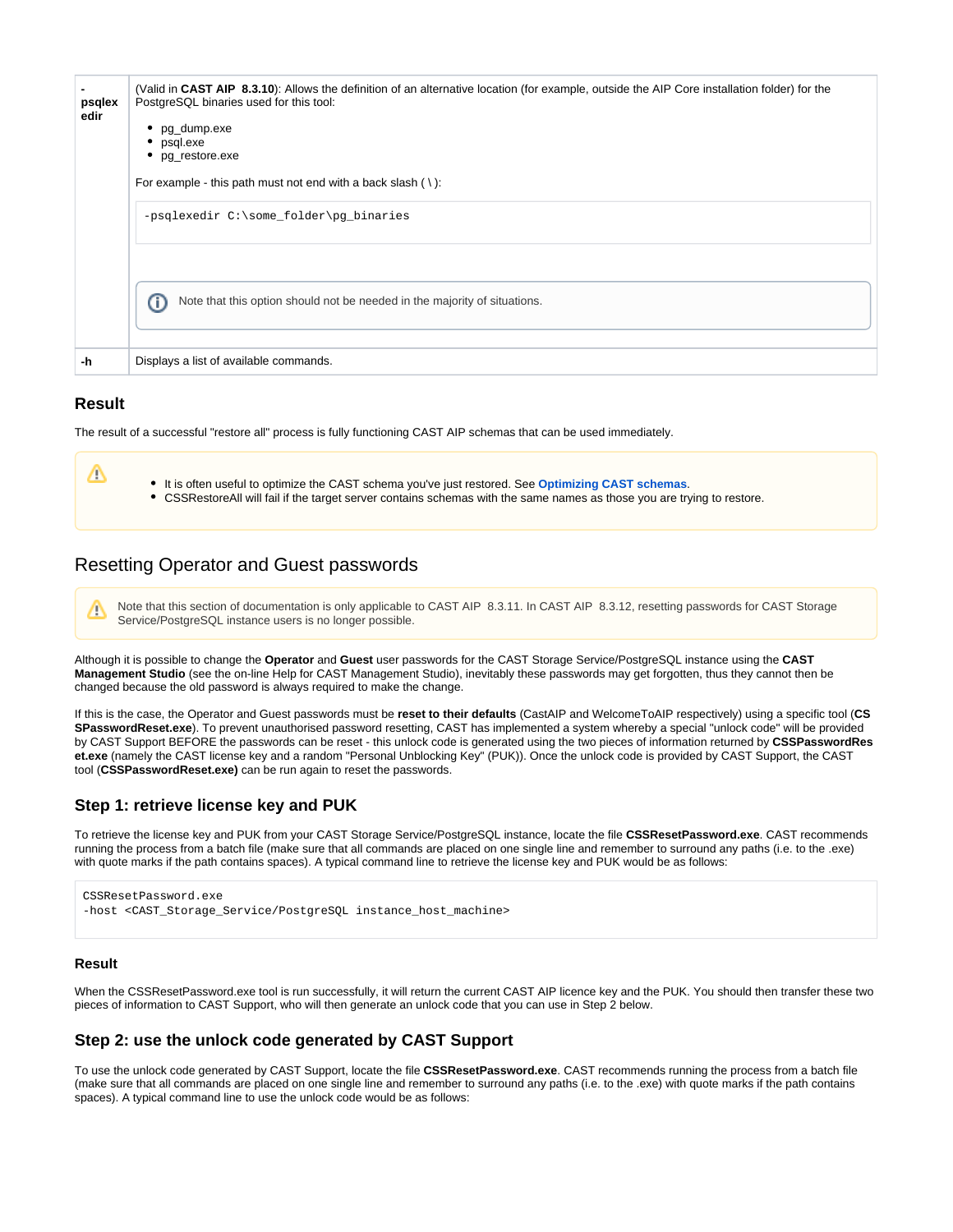| | |
|---|---|
| **-psqlexedir** | (Valid in **CAST AIP 8.3.10**): Allows the definition of an alternative location (for example, outside the AIP Core installation folder) for the PostgreSQL binaries used for this tool:<br><br>• pg_dump.exe<br>• psql.exe<br>• pg_restore.exe<br><br>For example - this path must not end with a back slash ( \ ):<br><br>`-psqlexedir C:\some_folder\pg_binaries`<br><br>ⓘ Note that this option should not be needed in the majority of situations. |
| **-h** | Displays a list of available commands. |

### Result

The result of a successful "restore all" process is fully functioning CAST AIP schemas that can be used immediately.

> ⚠
> - It is often useful to optimize the CAST schema you've just restored. See **Optimizing CAST schemas**.
> - CSSRestoreAll will fail if the target server contains schemas with the same names as those you are trying to restore.

## Resetting Operator and Guest passwords

> ⚠ Note that this section of documentation is only applicable to CAST AIP 8.3.11. In CAST AIP 8.3.12, resetting passwords for CAST Storage Service/PostgreSQL instance users is no longer possible.

Although it is possible to change the **Operator** and **Guest** user passwords for the CAST Storage Service/PostgreSQL instance using the **CAST Management Studio** (see the on-line Help for CAST Management Studio), inevitably these passwords may get forgotten, thus they cannot then be changed because the old password is always required to make the change.

If this is the case, the Operator and Guest passwords must be **reset to their defaults** (CastAIP and WelcomeToAIP respectively) using a specific tool (**CSSPasswordReset.exe**). To prevent unauthorised password resetting, CAST has implemented a system whereby a special "unlock code" will be provided by CAST Support BEFORE the passwords can be reset - this unlock code is generated using the two pieces of information returned by **CSSPasswordReset.exe** (namely the CAST license key and a random "Personal Unblocking Key" (PUK)). Once the unlock code is provided by CAST Support, the CAST tool (**CSSPasswordReset.exe)** can be run again to reset the passwords.

### Step 1: retrieve license key and PUK

To retrieve the license key and PUK from your CAST Storage Service/PostgreSQL instance, locate the file **CSSResetPassword.exe**. CAST recommends running the process from a batch file (make sure that all commands are placed on one single line and remember to surround any paths (i.e. to the .exe) with quote marks if the path contains spaces). A typical command line to retrieve the license key and PUK would be as follows:

```
CSSResetPassword.exe
-host <CAST_Storage_Service/PostgreSQL instance_host_machine>
```

#### Result

When the CSSResetPassword.exe tool is run successfully, it will return the current CAST AIP licence key and the PUK. You should then transfer these two pieces of information to CAST Support, who will then generate an unlock code that you can use in Step 2 below.

### Step 2: use the unlock code generated by CAST Support

To use the unlock code generated by CAST Support, locate the file **CSSResetPassword.exe**. CAST recommends running the process from a batch file (make sure that all commands are placed on one single line and remember to surround any paths (i.e. to the .exe) with quote marks if the path contains spaces). A typical command line to use the unlock code would be as follows: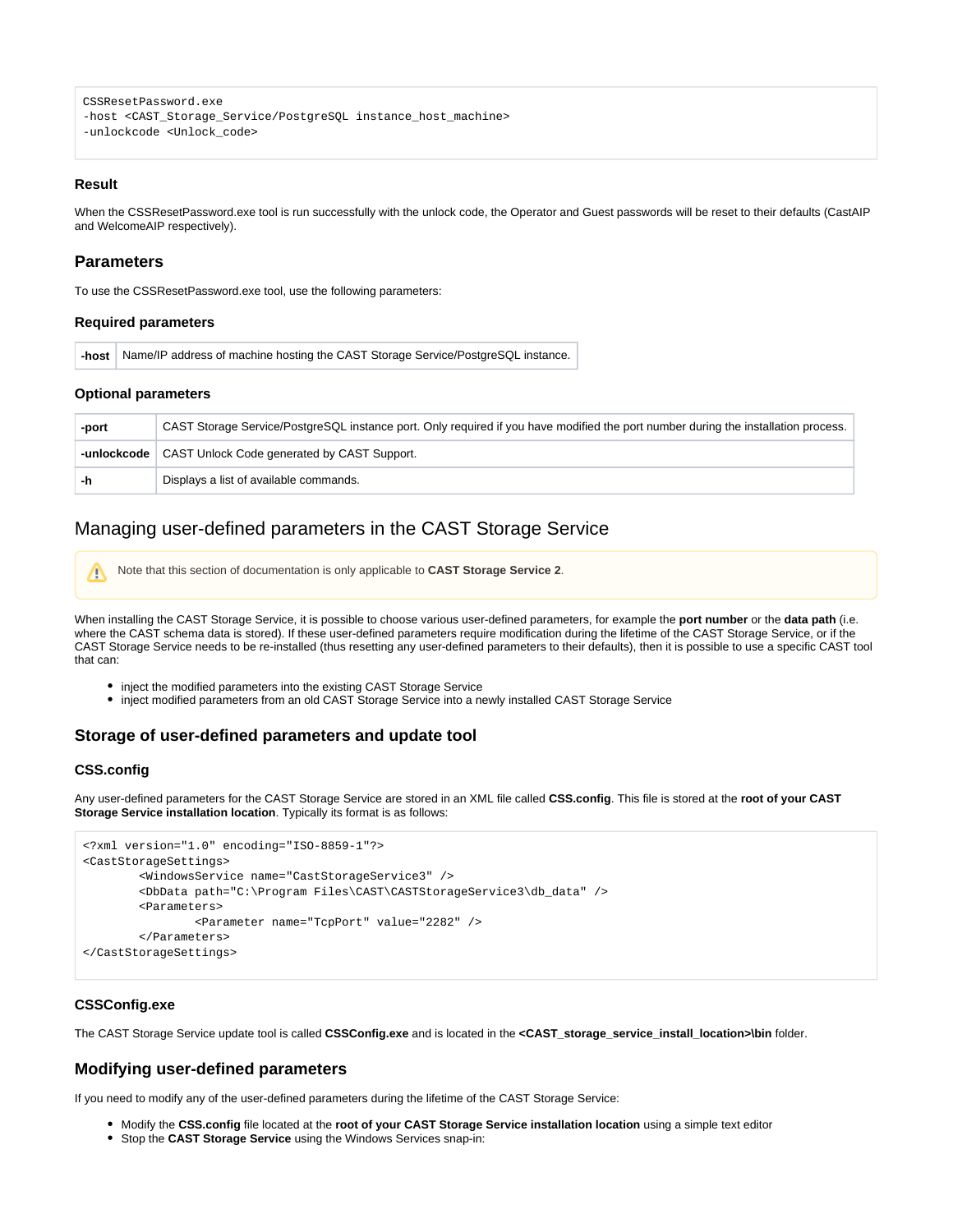```
CSSResetPassword.exe
-host <CAST_Storage_Service/PostgreSQL instance_host_machine>
-unlockcode <Unlock_code>
```

#### Result

When the CSSResetPassword.exe tool is run successfully with the unlock code, the Operator and Guest passwords will be reset to their defaults (CastAIP and WelcomeAIP respectively).

### Parameters

To use the CSSResetPassword.exe tool, use the following parameters:

#### Required parameters

| | |
|---|---|
| **-host** | Name/IP address of machine hosting the CAST Storage Service/PostgreSQL instance. |

#### Optional parameters

| | |
|---|---|
| **-port** | CAST Storage Service/PostgreSQL instance port. Only required if you have modified the port number during the installation process. |
| **-unlockcode** | CAST Unlock Code generated by CAST Support. |
| **-h** | Displays a list of available commands. |

## Managing user-defined parameters in the CAST Storage Service

Note that this section of documentation is only applicable to **CAST Storage Service 2**.

When installing the CAST Storage Service, it is possible to choose various user-defined parameters, for example the **port number** or the **data path** (i.e. where the CAST schema data is stored). If these user-defined parameters require modification during the lifetime of the CAST Storage Service, or if the CAST Storage Service needs to be re-installed (thus resetting any user-defined parameters to their defaults), then it is possible to use a specific CAST tool that can:

- inject the modified parameters into the existing CAST Storage Service
- inject modified parameters from an old CAST Storage Service into a newly installed CAST Storage Service

### Storage of user-defined parameters and update tool

#### CSS.config

Any user-defined parameters for the CAST Storage Service are stored in an XML file called **CSS.config**. This file is stored at the **root of your CAST Storage Service installation location**. Typically its format is as follows:

```
<?xml version="1.0" encoding="ISO-8859-1"?>
<CastStorageSettings>
        <WindowsService name="CastStorageService3" />
        <DbData path="C:\Program Files\CAST\CASTStorageService3\db_data" />
        <Parameters>
                <Parameter name="TcpPort" value="2282" />
        </Parameters>
</CastStorageSettings>
```

#### CSSConfig.exe

The CAST Storage Service update tool is called **CSSConfig.exe** and is located in the **<CAST_storage_service_install_location>\bin** folder.

### Modifying user-defined parameters

If you need to modify any of the user-defined parameters during the lifetime of the CAST Storage Service:

- Modify the **CSS.config** file located at the **root of your CAST Storage Service installation location** using a simple text editor
- Stop the **CAST Storage Service** using the Windows Services snap-in: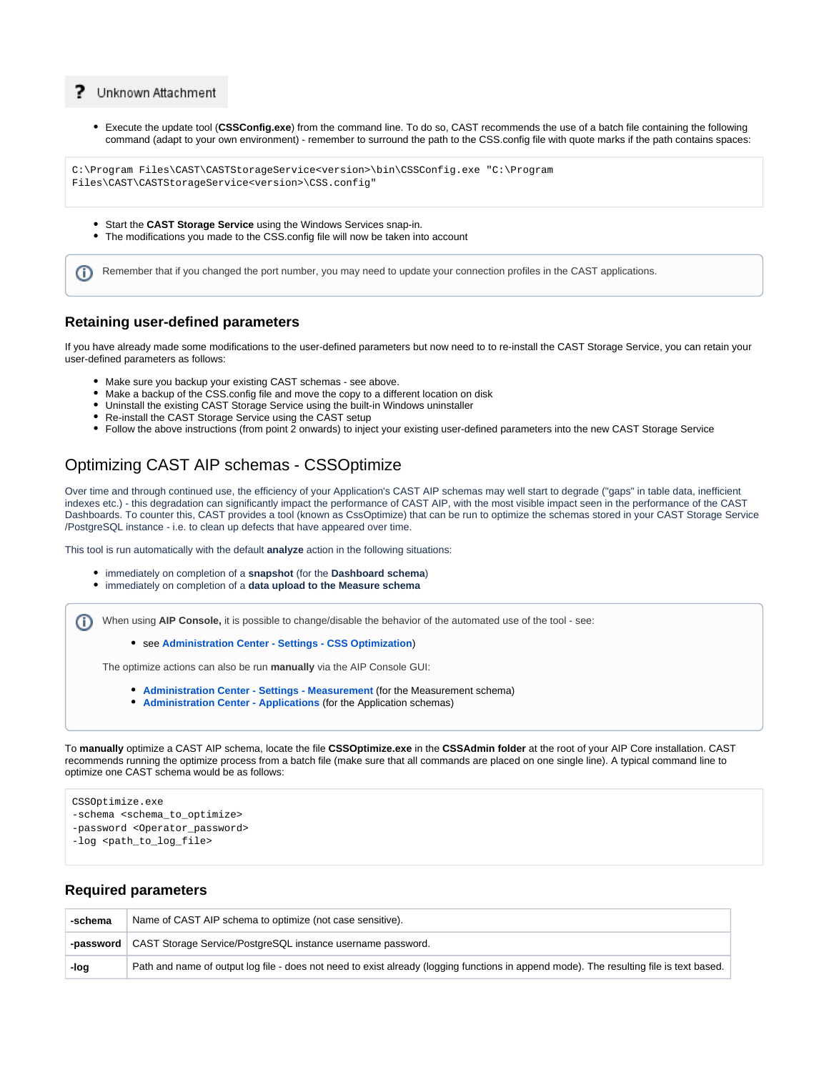? Unknown Attachment

- Execute the update tool (**CSSConfig.exe**) from the command line. To do so, CAST recommends the use of a batch file containing the following command (adapt to your own environment) - remember to surround the path to the CSS.config file with quote marks if the path contains spaces:

```
C:\Program Files\CAST\CASTStorageService<version>\bin\CSSConfig.exe "C:\Program
Files\CAST\CASTStorageService<version>\CSS.config"
```

- Start the **CAST Storage Service** using the Windows Services snap-in.
- The modifications you made to the CSS.config file will now be taken into account

> Remember that if you changed the port number, you may need to update your connection profiles in the CAST applications.

### Retaining user-defined parameters

If you have already made some modifications to the user-defined parameters but now need to to re-install the CAST Storage Service, you can retain your user-defined parameters as follows:

- Make sure you backup your existing CAST schemas - see above.
- Make a backup of the CSS.config file and move the copy to a different location on disk
- Uninstall the existing CAST Storage Service using the built-in Windows uninstaller
- Re-install the CAST Storage Service using the CAST setup
- Follow the above instructions (from point 2 onwards) to inject your existing user-defined parameters into the new CAST Storage Service

## Optimizing CAST AIP schemas - CSSOptimize

Over time and through continued use, the efficiency of your Application's CAST AIP schemas may well start to degrade ("gaps" in table data, inefficient indexes etc.) - this degradation can significantly impact the performance of CAST AIP, with the most visible impact seen in the performance of the CAST Dashboards. To counter this, CAST provides a tool (known as CssOptimize) that can be run to optimize the schemas stored in your CAST Storage Service /PostgreSQL instance - i.e. to clean up defects that have appeared over time.

This tool is run automatically with the default **analyze** action in the following situations:

- immediately on completion of a **snapshot** (for the **Dashboard schema**)
- immediately on completion of a **data upload to the Measure schema**

> When using **AIP Console,** it is possible to change/disable the behavior of the automated use of the tool - see:
>
> - see **Administration Center - Settings - CSS Optimization**)
>
> The optimize actions can also be run **manually** via the AIP Console GUI:
>
> - **Administration Center - Settings - Measurement** (for the Measurement schema)
> - **Administration Center - Applications** (for the Application schemas)

To **manually** optimize a CAST AIP schema, locate the file **CSSOptimize.exe** in the **CSSAdmin folder** at the root of your AIP Core installation. CAST recommends running the optimize process from a batch file (make sure that all commands are placed on one single line). A typical command line to optimize one CAST schema would be as follows:

```
CSSOptimize.exe
-schema <schema_to_optimize>
-password <Operator_password>
-log <path_to_log_file>
```

### Required parameters

| | |
|---|---|
| **-schema** | Name of CAST AIP schema to optimize (not case sensitive). |
| **-password** | CAST Storage Service/PostgreSQL instance username password. |
| **-log** | Path and name of output log file - does not need to exist already (logging functions in append mode). The resulting file is text based. |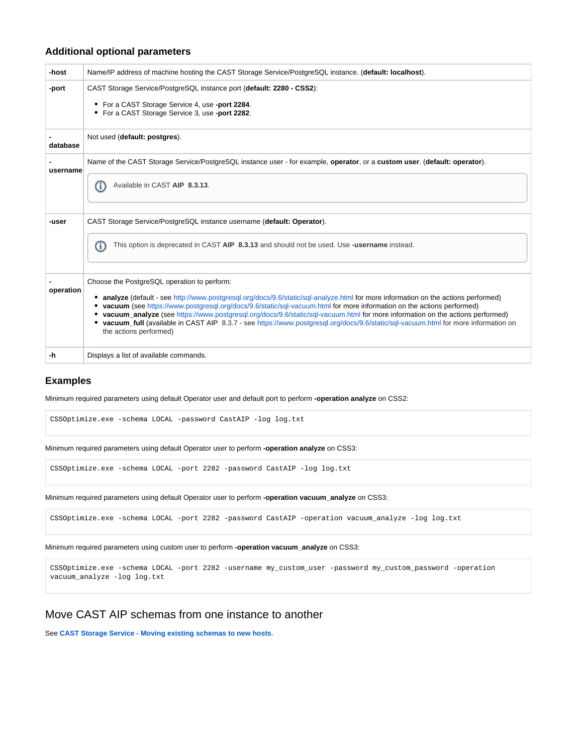### Additional optional parameters

| | |
|---|---|
| **-host** | Name/IP address of machine hosting the CAST Storage Service/PostgreSQL instance. (**default: localhost**). |
| **-port** | CAST Storage Service/PostgreSQL instance port (**default: 2280 - CSS2**):<br>• For a CAST Storage Service 4, use **-port 2284**.<br>• For a CAST Storage Service 3, use **-port 2282**. |
| **-database** | Not used (**default: postgres**). |
| **-username** | Name of the CAST Storage Service/PostgreSQL instance user - for example, **operator**, or a **custom user**. (**default: operator**).<br>ⓘ Available in CAST **AIP 8.3.13**. |
| **-user** | CAST Storage Service/PostgreSQL instance username (**default: Operator**).<br>ⓘ This option is deprecated in CAST **AIP 8.3.13** and should not be used. Use **-username** instead. |
| **-operation** | Choose the PostgreSQL operation to perform:<br>• **analyze** (default - see http://www.postgresql.org/docs/9.6/static/sql-analyze.html for more information on the actions performed)<br>• **vacuum** (see https://www.postgresql.org/docs/9.6/static/sql-vacuum.html for more information on the actions performed)<br>• **vacuum_analyze** (see https://www.postgresql.org/docs/9.6/static/sql-vacuum.html for more information on the actions performed)<br>• **vacuum_full** (available in CAST AIP 8.3.7 - see https://www.postgresql.org/docs/9.6/static/sql-vacuum.html for more information on the actions performed) |
| **-h** | Displays a list of available commands. |

### Examples

Minimum required parameters using default Operator user and default port to perform **-operation analyze** on CSS2:

```
CSSOptimize.exe -schema LOCAL -password CastAIP -log log.txt
```

Minimum required parameters using default Operator user to perform **-operation analyze** on CSS3:

```
CSSOptimize.exe -schema LOCAL -port 2282 -password CastAIP -log log.txt
```

Minimum required parameters using default Operator user to perform **-operation vacuum_analyze** on CSS3:

```
CSSOptimize.exe -schema LOCAL -port 2282 -password CastAIP -operation vacuum_analyze -log log.txt
```

Minimum required parameters using custom user to perform **-operation vacuum_analyze** on CSS3:

```
CSSOptimize.exe -schema LOCAL -port 2282 -username my_custom_user -password my_custom_password -operation
vacuum_analyze -log log.txt
```

## Move CAST AIP schemas from one instance to another

See **CAST Storage Service - Moving existing schemas to new hosts**.